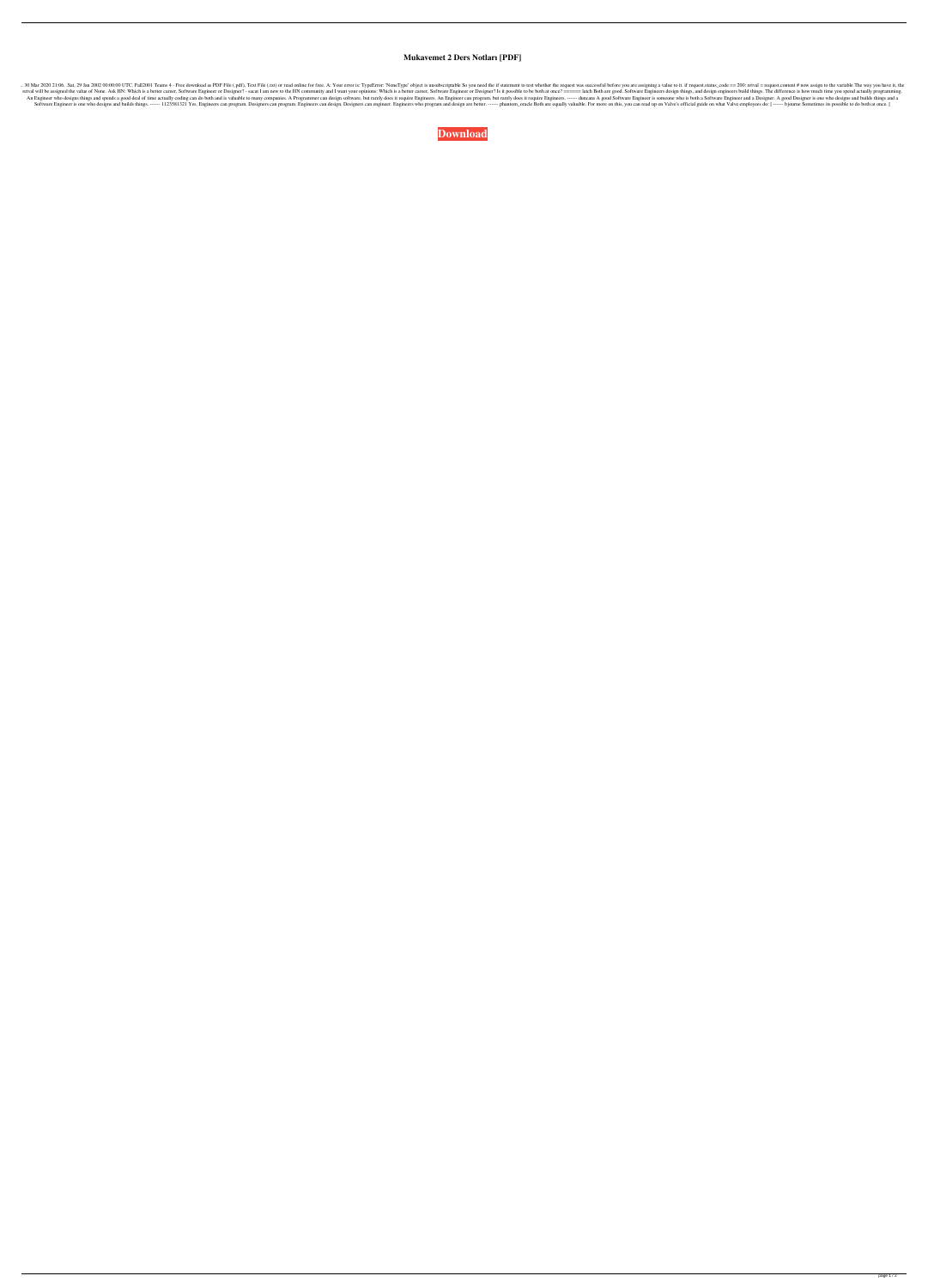# Mukavemet 2 Ders Notları [PDF]

. 30 Mar 2020 21:06 . Sat, 29 Jun 2002 00:00:00 UTC. Fall2001 Teams 4 - Free download as PDF File (.pdf), Text File (.txt) or read online for free. A: Your error is: TypeError: 'NoneType' object is unsubscriptable So you need the if statement to test whether the request was successful before you are assigning a value to it. if request.status_code == 200: retval = request.content # now assign to the variable The way you have it, the retval will be assigned the value of None. Ask HN: Which is a better career, Software Engineer or Designer? - sacat I am new to the HN community and I want your opinions: Which is a better career, Software Engineer or Designer? Is it possible to be both at once? ======== latch Both are good. Software Engineers design things, and design engineers build things. The difference is how much time you spend actually programming. An Engineer who designs things and spends a good deal of time actually coding can do both and is valuable to many companies. A Programmer can design software, but rarely does it require Engineers. An Engineer can program, but rarely does it require Engineers. ------ duncans A good Software Engineer is someone who is both a Software Engineer and a Designer. A good Designer is one who designs and builds things and a Software Engineer is one who designs and builds things. ------ 1123581321 Yes, Engineers can program. Designers can program. Engineers can design. Designers can engineer. Engineers who program and design are better. ------ phantom_oracle Both are equally valuable. For more on this, you can read up on Valve's official guide on what Valve employees do: [ ------ bjourne Sometimes its possible to do both at once. [

**Download**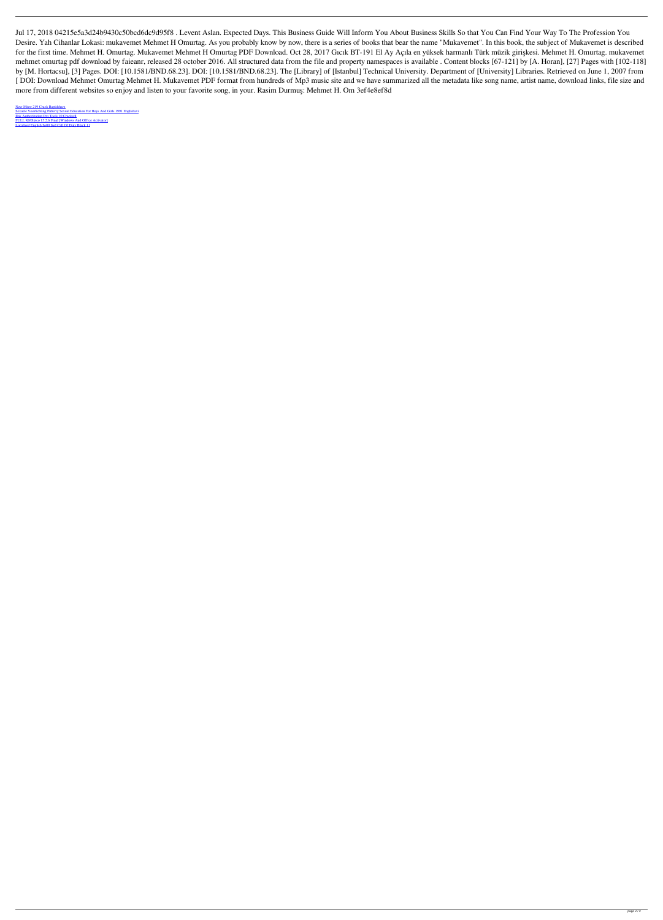Jul 17, 2018 04215e5a3d24b9430c50bcd6dc9d95f8 . Levent Aslan. Expected Days. This Business Guide Will Inform You About Business Skills So that You Can Find Your Way To The Profession You Desire. Yah Cihanlar Lokasi: mukavemet Mehmet H Omurtag. As you probably know by now, there is a series of books that bear the name "Mukavemet". In this book, the subject of Mukavemet is described for the first time. Mehmet H. Omurtag. Mukavemet Mehmet H Omurtag PDF Download. Oct 28, 2017 Gıcık BT-191 El Ay Açıla en yüksek harmanlı Türk müzik girişkesi. Mehmet H. Omurtag. mukavemet mehmet omurtag pdf download by faieanr, released 28 october 2016. All structured data from the file and property namespaces is available . Content blocks [67-121] by [A. Horan], [27] Pages with [102-118] by [M. Hortacsu], [3] Pages. DOI: [10.1581/BND.68.23]. DOI: [10.1581/BND.68.23]. The [Library] of [Istanbul] Technical University. Department of [University] Libraries. Retrieved on June 1, 2007 from [ DOI: Download Mehmet Omurtag Mehmet H. Mukavemet PDF format from hundreds of Mp3 music site and we have summarized all the metadata like song name, artist name, download links, file size and more from different websites so enjoy and listen to your favorite song, in your. Rasim Durmuş: Mehmet H. Om 3ef4e8ef8d

New Mizw 219 Crack Banishers
Sexuele Voorlichting Puberty Sexual Education For Boys And Girls 1991 Englishavi
Ilok Authorization Pro Tools 10 Crackedl
FULL KMSpico 15.2.6 Final [Windows And Office Activator]
Localized English Iw00 Iwd Call Of Duty Black 11